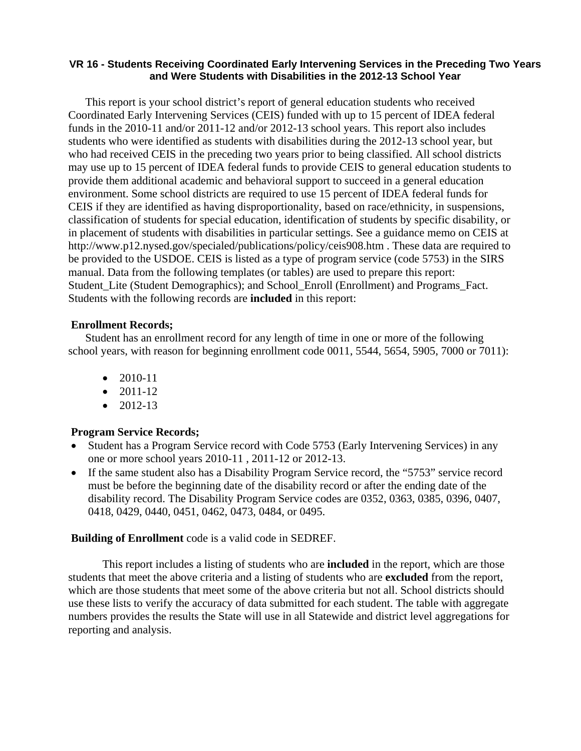## VR 16 - Students Receiving Coordinated Early Intervening Services in the Preceding Two Years and Were Students with Disabilities in the 2012-13 School Year

This report is your school district's report of general education students who received Coordinated Early Intervening Services (CEIS) funded with up to 15 percent of IDEA federal funds in the 2010-11 and/or 2011-12 and/or 2012-13 school years. This report also includes students who were identified as students with disabilities during the 2012-13 school year, but who had received CEIS in the preceding two years prior to being classified. All school districts may use up to 15 percent of IDEA federal funds to provide CEIS to general education students to provide them additional academic and behavioral support to succeed in a general education environment. Some school districts are required to use 15 percent of IDEA federal funds for CEIS if they are identified as having disproportionality, based on race/ethnicity, in suspensions, classification of students for special education, identification of students by specific disability, or in placement of students with disabilities in particular settings. See a guidance memo on CEIS at http://www.p12.nysed.gov/specialed/publications/policy/ceis908.htm . These data are required to be provided to the USDOE. CEIS is listed as a type of program service (code 5753) in the SIRS manual. Data from the following templates (or tables) are used to prepare this report: Student_Lite (Student Demographics); and School_Enroll (Enrollment) and Programs_Fact. Students with the following records are **included** in this report:

**Enrollment Records;**

Student has an enrollment record for any length of time in one or more of the following school years, with reason for beginning enrollment code 0011, 5544, 5654, 5905, 7000 or 7011):

- 2010-11
- 2011-12
- 2012-13

**Program Service Records;**

- Student has a Program Service record with Code 5753 (Early Intervening Services) in any one or more school years 2010-11 , 2011-12 or 2012-13.
- If the same student also has a Disability Program Service record, the "5753" service record must be before the beginning date of the disability record or after the ending date of the disability record. The Disability Program Service codes are 0352, 0363, 0385, 0396, 0407, 0418, 0429, 0440, 0451, 0462, 0473, 0484, or 0495.

**Building of Enrollment** code is a valid code in SEDREF.

This report includes a listing of students who are **included** in the report, which are those students that meet the above criteria and a listing of students who are **excluded** from the report, which are those students that meet some of the above criteria but not all. School districts should use these lists to verify the accuracy of data submitted for each student. The table with aggregate numbers provides the results the State will use in all Statewide and district level aggregations for reporting and analysis.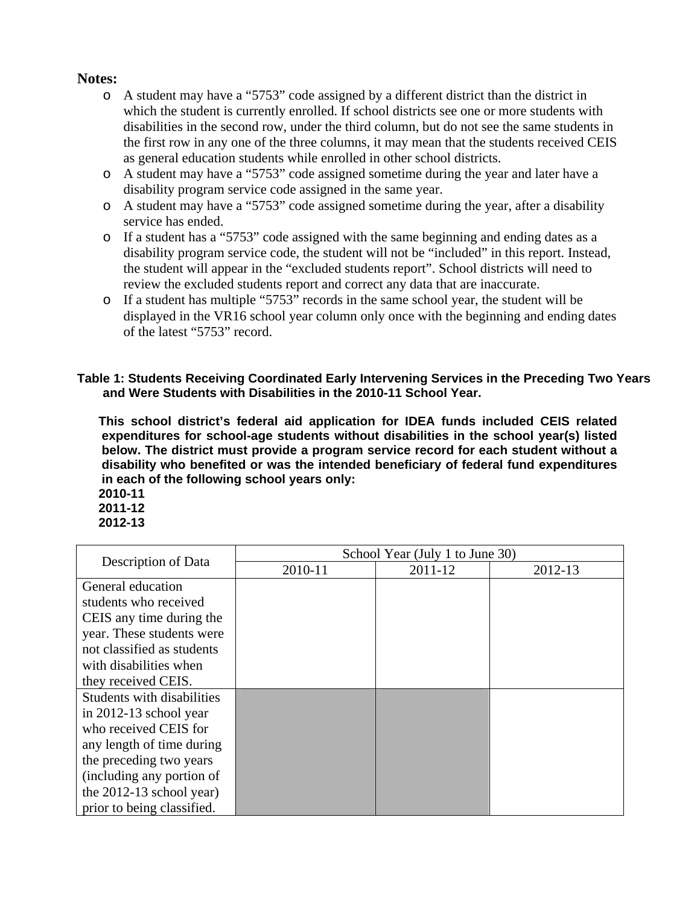**Notes:**

- A student may have a “5753” code assigned by a different district than the district in which the student is currently enrolled. If school districts see one or more students with disabilities in the second row, under the third column, but do not see the same students in the first row in any one of the three columns, it may mean that the students received CEIS as general education students while enrolled in other school districts.
- A student may have a “5753” code assigned sometime during the year and later have a disability program service code assigned in the same year.
- A student may have a “5753” code assigned sometime during the year, after a disability service has ended.
- If a student has a “5753” code assigned with the same beginning and ending dates as a disability program service code, the student will not be “included” in this report. Instead, the student will appear in the “excluded students report”. School districts will need to review the excluded students report and correct any data that are inaccurate.
- If a student has multiple “5753” records in the same school year, the student will be displayed in the VR16 school year column only once with the beginning and ending dates of the latest “5753” record.

**Table 1: Students Receiving Coordinated Early Intervening Services in the Preceding Two Years and Were Students with Disabilities in the 2010-11 School Year.**

**This school district’s federal aid application for IDEA funds included CEIS related expenditures for school-age students without disabilities in the school year(s) listed below. The district must provide a program service record for each student without a disability who benefited or was the intended beneficiary of federal fund expenditures in each of the following school years only:**
**2010-11**
**2011-12**
**2012-13**

| Description of Data | School Year (July 1 to June 30) | | |
|---|---|---|---|
| | 2010-11 | 2011-12 | 2012-13 |
| General education students who received CEIS any time during the year. These students were not classified as students with disabilities when they received CEIS. | | | |
| Students with disabilities in 2012-13 school year who received CEIS for any length of time during the preceding two years (including any portion of the 2012-13 school year) prior to being classified. | | | |